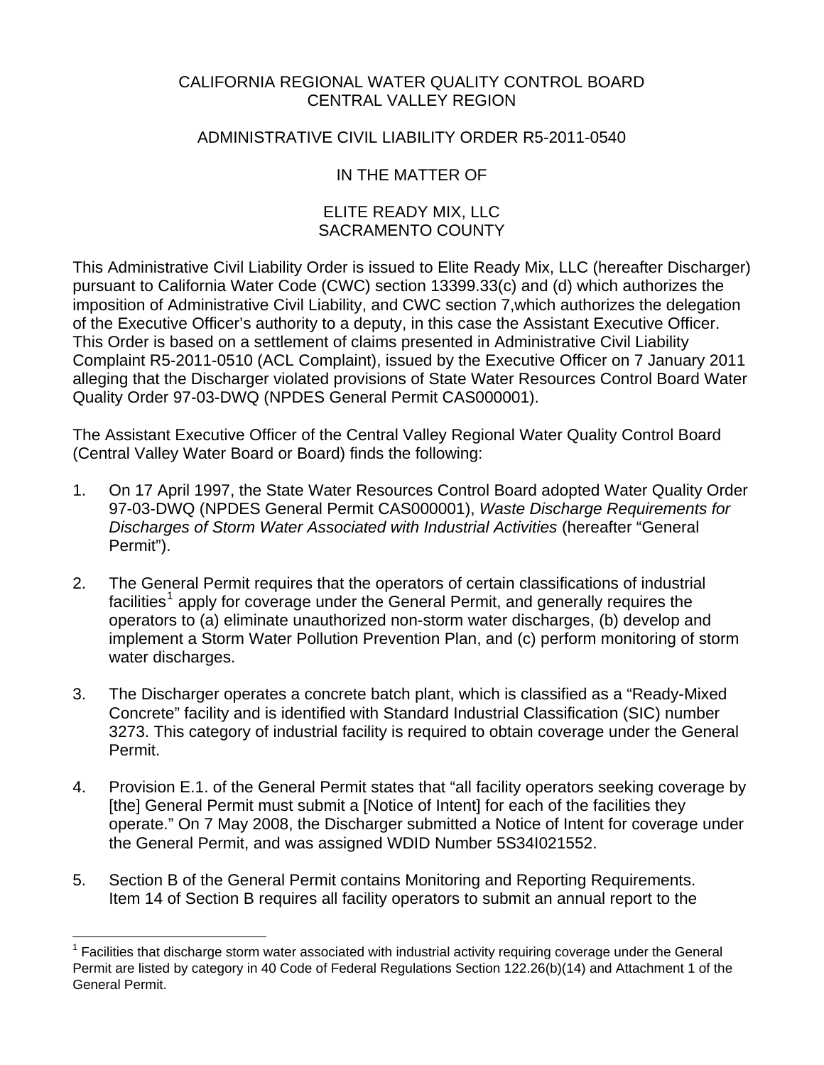CALIFORNIA REGIONAL WATER QUALITY CONTROL BOARD
CENTRAL VALLEY REGION

ADMINISTRATIVE CIVIL LIABILITY ORDER R5-2011-0540

IN THE MATTER OF

ELITE READY MIX, LLC
SACRAMENTO COUNTY

This Administrative Civil Liability Order is issued to Elite Ready Mix, LLC (hereafter Discharger) pursuant to California Water Code (CWC) section 13399.33(c) and (d) which authorizes the imposition of Administrative Civil Liability, and CWC section 7,which authorizes the delegation of the Executive Officer's authority to a deputy, in this case the Assistant Executive Officer. This Order is based on a settlement of claims presented in Administrative Civil Liability Complaint R5-2011-0510 (ACL Complaint), issued by the Executive Officer on 7 January 2011 alleging that the Discharger violated provisions of State Water Resources Control Board Water Quality Order 97-03-DWQ (NPDES General Permit CAS000001).

The Assistant Executive Officer of the Central Valley Regional Water Quality Control Board (Central Valley Water Board or Board) finds the following:

1. On 17 April 1997, the State Water Resources Control Board adopted Water Quality Order 97-03-DWQ (NPDES General Permit CAS000001), *Waste Discharge Requirements for Discharges of Storm Water Associated with Industrial Activities* (hereafter "General Permit").

2. The General Permit requires that the operators of certain classifications of industrial facilities[1] apply for coverage under the General Permit, and generally requires the operators to (a) eliminate unauthorized non-storm water discharges, (b) develop and implement a Storm Water Pollution Prevention Plan, and (c) perform monitoring of storm water discharges.

3. The Discharger operates a concrete batch plant, which is classified as a "Ready-Mixed Concrete" facility and is identified with Standard Industrial Classification (SIC) number 3273. This category of industrial facility is required to obtain coverage under the General Permit.

4. Provision E.1. of the General Permit states that "all facility operators seeking coverage by [the] General Permit must submit a [Notice of Intent] for each of the facilities they operate." On 7 May 2008, the Discharger submitted a Notice of Intent for coverage under the General Permit, and was assigned WDID Number 5S34I021552.

5. Section B of the General Permit contains Monitoring and Reporting Requirements. Item 14 of Section B requires all facility operators to submit an annual report to the

[1] Facilities that discharge storm water associated with industrial activity requiring coverage under the General Permit are listed by category in 40 Code of Federal Regulations Section 122.26(b)(14) and Attachment 1 of the General Permit.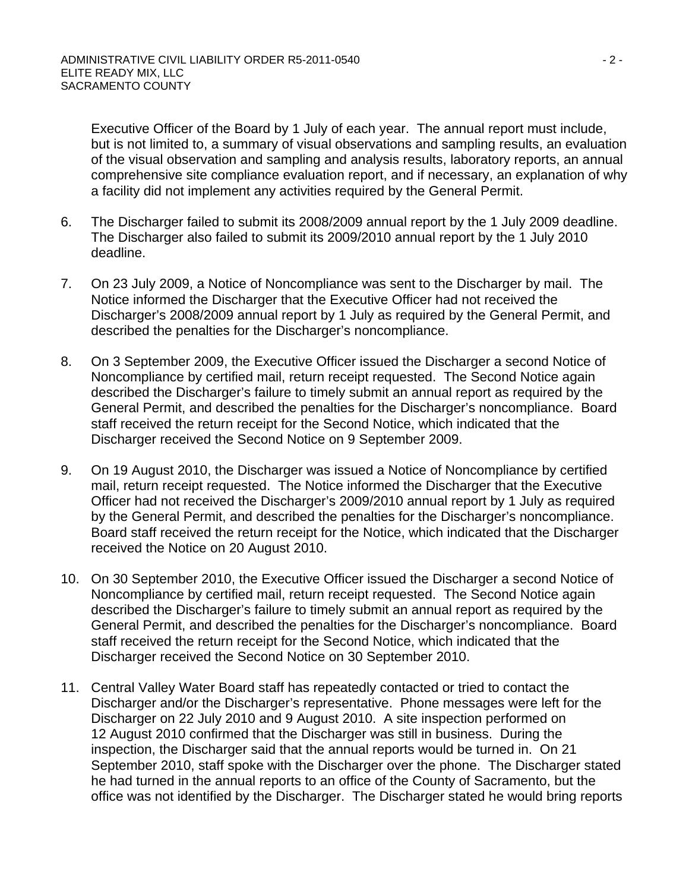Executive Officer of the Board by 1 July of each year. The annual report must include, but is not limited to, a summary of visual observations and sampling results, an evaluation of the visual observation and sampling and analysis results, laboratory reports, an annual comprehensive site compliance evaluation report, and if necessary, an explanation of why a facility did not implement any activities required by the General Permit.

6. The Discharger failed to submit its 2008/2009 annual report by the 1 July 2009 deadline. The Discharger also failed to submit its 2009/2010 annual report by the 1 July 2010 deadline.

7. On 23 July 2009, a Notice of Noncompliance was sent to the Discharger by mail. The Notice informed the Discharger that the Executive Officer had not received the Discharger's 2008/2009 annual report by 1 July as required by the General Permit, and described the penalties for the Discharger's noncompliance.

8. On 3 September 2009, the Executive Officer issued the Discharger a second Notice of Noncompliance by certified mail, return receipt requested. The Second Notice again described the Discharger's failure to timely submit an annual report as required by the General Permit, and described the penalties for the Discharger's noncompliance. Board staff received the return receipt for the Second Notice, which indicated that the Discharger received the Second Notice on 9 September 2009.

9. On 19 August 2010, the Discharger was issued a Notice of Noncompliance by certified mail, return receipt requested. The Notice informed the Discharger that the Executive Officer had not received the Discharger's 2009/2010 annual report by 1 July as required by the General Permit, and described the penalties for the Discharger's noncompliance. Board staff received the return receipt for the Notice, which indicated that the Discharger received the Notice on 20 August 2010.

10. On 30 September 2010, the Executive Officer issued the Discharger a second Notice of Noncompliance by certified mail, return receipt requested. The Second Notice again described the Discharger's failure to timely submit an annual report as required by the General Permit, and described the penalties for the Discharger's noncompliance. Board staff received the return receipt for the Second Notice, which indicated that the Discharger received the Second Notice on 30 September 2010.

11. Central Valley Water Board staff has repeatedly contacted or tried to contact the Discharger and/or the Discharger's representative. Phone messages were left for the Discharger on 22 July 2010 and 9 August 2010. A site inspection performed on 12 August 2010 confirmed that the Discharger was still in business. During the inspection, the Discharger said that the annual reports would be turned in. On 21 September 2010, staff spoke with the Discharger over the phone. The Discharger stated he had turned in the annual reports to an office of the County of Sacramento, but the office was not identified by the Discharger. The Discharger stated he would bring reports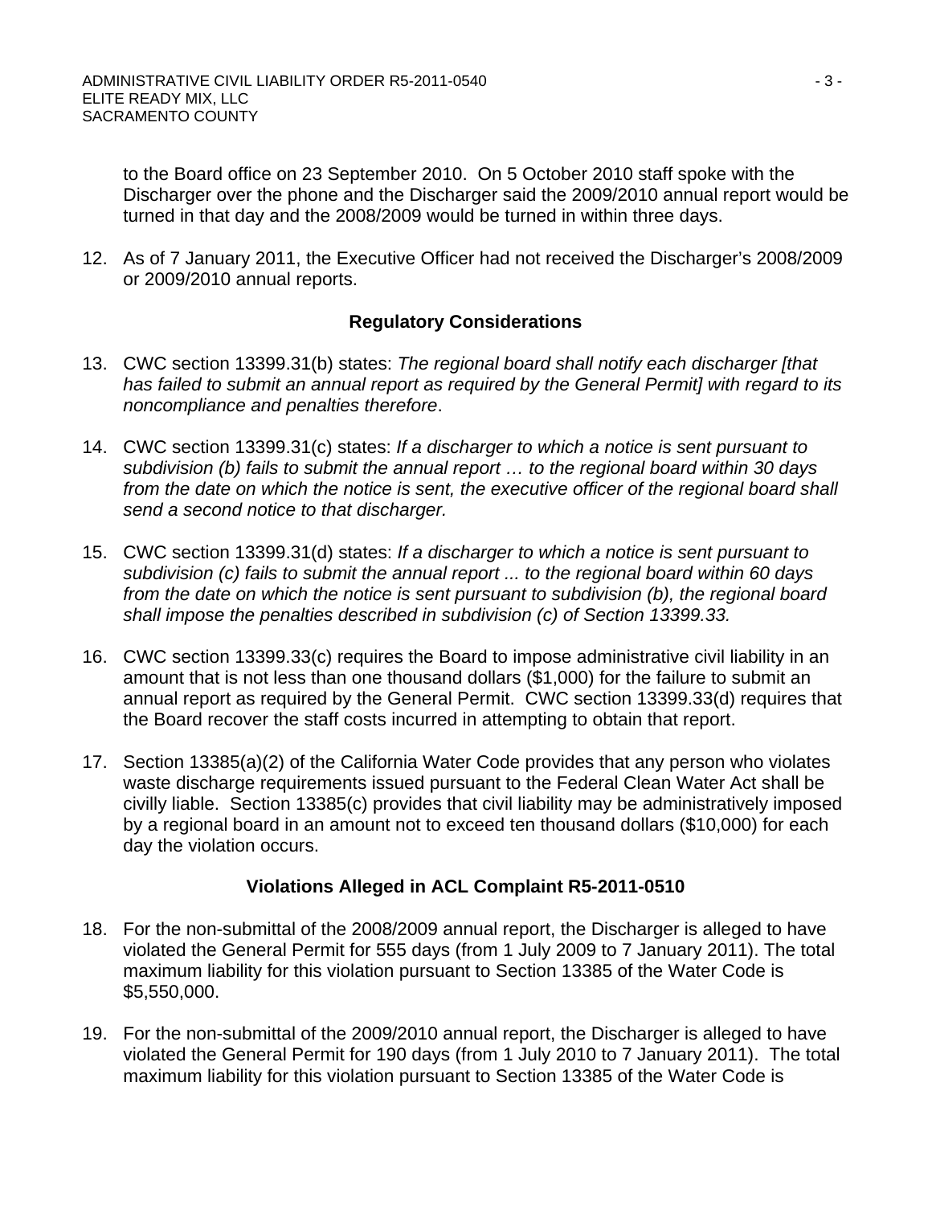to the Board office on 23 September 2010. On 5 October 2010 staff spoke with the Discharger over the phone and the Discharger said the 2009/2010 annual report would be turned in that day and the 2008/2009 would be turned in within three days.

12. As of 7 January 2011, the Executive Officer had not received the Discharger's 2008/2009 or 2009/2010 annual reports.

## Regulatory Considerations

13. CWC section 13399.31(b) states: *The regional board shall notify each discharger [that has failed to submit an annual report as required by the General Permit] with regard to its noncompliance and penalties therefore*.

14. CWC section 13399.31(c) states: *If a discharger to which a notice is sent pursuant to subdivision (b) fails to submit the annual report … to the regional board within 30 days from the date on which the notice is sent, the executive officer of the regional board shall send a second notice to that discharger.*

15. CWC section 13399.31(d) states: *If a discharger to which a notice is sent pursuant to subdivision (c) fails to submit the annual report ... to the regional board within 60 days from the date on which the notice is sent pursuant to subdivision (b), the regional board shall impose the penalties described in subdivision (c) of Section 13399.33.*

16. CWC section 13399.33(c) requires the Board to impose administrative civil liability in an amount that is not less than one thousand dollars ($1,000) for the failure to submit an annual report as required by the General Permit. CWC section 13399.33(d) requires that the Board recover the staff costs incurred in attempting to obtain that report.

17. Section 13385(a)(2) of the California Water Code provides that any person who violates waste discharge requirements issued pursuant to the Federal Clean Water Act shall be civilly liable. Section 13385(c) provides that civil liability may be administratively imposed by a regional board in an amount not to exceed ten thousand dollars ($10,000) for each day the violation occurs.

## Violations Alleged in ACL Complaint R5-2011-0510

18. For the non-submittal of the 2008/2009 annual report, the Discharger is alleged to have violated the General Permit for 555 days (from 1 July 2009 to 7 January 2011). The total maximum liability for this violation pursuant to Section 13385 of the Water Code is $5,550,000.

19. For the non-submittal of the 2009/2010 annual report, the Discharger is alleged to have violated the General Permit for 190 days (from 1 July 2010 to 7 January 2011). The total maximum liability for this violation pursuant to Section 13385 of the Water Code is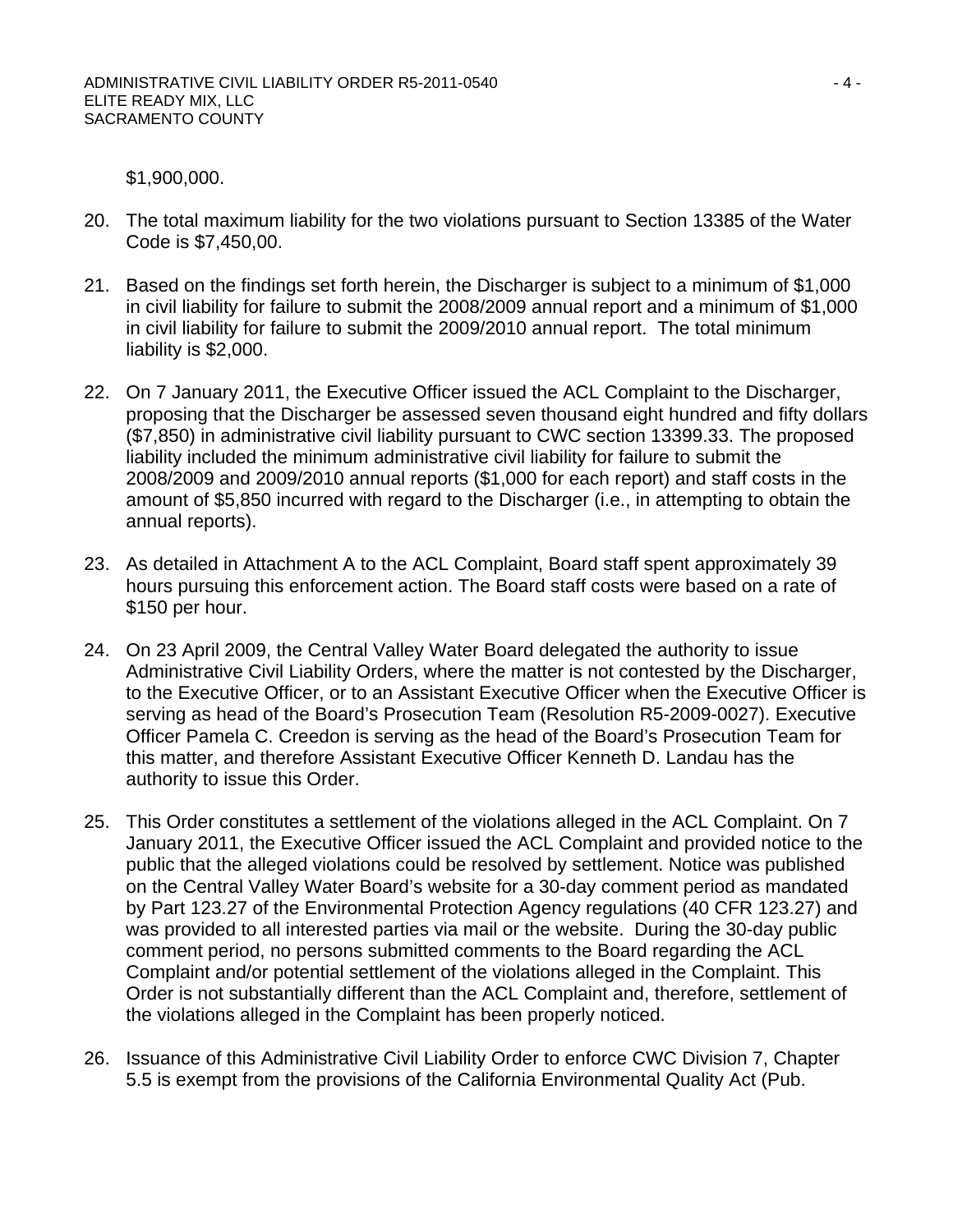$1,900,000.

20. The total maximum liability for the two violations pursuant to Section 13385 of the Water Code is $7,450,00.

21. Based on the findings set forth herein, the Discharger is subject to a minimum of $1,000 in civil liability for failure to submit the 2008/2009 annual report and a minimum of $1,000 in civil liability for failure to submit the 2009/2010 annual report. The total minimum liability is $2,000.

22. On 7 January 2011, the Executive Officer issued the ACL Complaint to the Discharger, proposing that the Discharger be assessed seven thousand eight hundred and fifty dollars ($7,850) in administrative civil liability pursuant to CWC section 13399.33. The proposed liability included the minimum administrative civil liability for failure to submit the 2008/2009 and 2009/2010 annual reports ($1,000 for each report) and staff costs in the amount of $5,850 incurred with regard to the Discharger (i.e., in attempting to obtain the annual reports).

23. As detailed in Attachment A to the ACL Complaint, Board staff spent approximately 39 hours pursuing this enforcement action. The Board staff costs were based on a rate of $150 per hour.

24. On 23 April 2009, the Central Valley Water Board delegated the authority to issue Administrative Civil Liability Orders, where the matter is not contested by the Discharger, to the Executive Officer, or to an Assistant Executive Officer when the Executive Officer is serving as head of the Board's Prosecution Team (Resolution R5-2009-0027). Executive Officer Pamela C. Creedon is serving as the head of the Board's Prosecution Team for this matter, and therefore Assistant Executive Officer Kenneth D. Landau has the authority to issue this Order.

25. This Order constitutes a settlement of the violations alleged in the ACL Complaint. On 7 January 2011, the Executive Officer issued the ACL Complaint and provided notice to the public that the alleged violations could be resolved by settlement. Notice was published on the Central Valley Water Board's website for a 30-day comment period as mandated by Part 123.27 of the Environmental Protection Agency regulations (40 CFR 123.27) and was provided to all interested parties via mail or the website. During the 30-day public comment period, no persons submitted comments to the Board regarding the ACL Complaint and/or potential settlement of the violations alleged in the Complaint. This Order is not substantially different than the ACL Complaint and, therefore, settlement of the violations alleged in the Complaint has been properly noticed.

26. Issuance of this Administrative Civil Liability Order to enforce CWC Division 7, Chapter 5.5 is exempt from the provisions of the California Environmental Quality Act (Pub.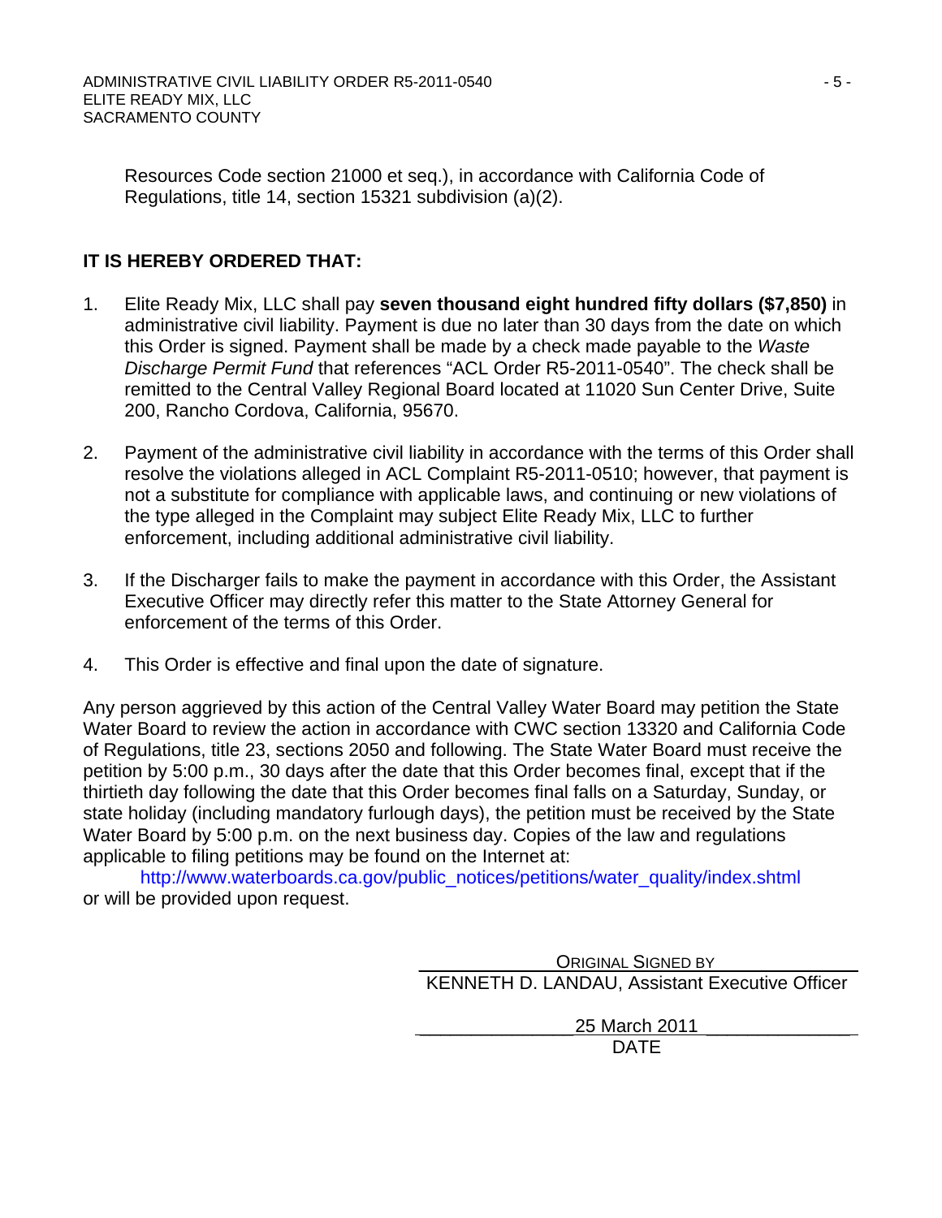Resources Code section 21000 et seq.), in accordance with California Code of Regulations, title 14, section 15321 subdivision (a)(2).

**IT IS HEREBY ORDERED THAT:**

1. Elite Ready Mix, LLC shall pay **seven thousand eight hundred fifty dollars ($7,850)** in administrative civil liability. Payment is due no later than 30 days from the date on which this Order is signed. Payment shall be made by a check made payable to the *Waste Discharge Permit Fund* that references "ACL Order R5-2011-0540". The check shall be remitted to the Central Valley Regional Board located at 11020 Sun Center Drive, Suite 200, Rancho Cordova, California, 95670.

2. Payment of the administrative civil liability in accordance with the terms of this Order shall resolve the violations alleged in ACL Complaint R5-2011-0510; however, that payment is not a substitute for compliance with applicable laws, and continuing or new violations of the type alleged in the Complaint may subject Elite Ready Mix, LLC to further enforcement, including additional administrative civil liability.

3. If the Discharger fails to make the payment in accordance with this Order, the Assistant Executive Officer may directly refer this matter to the State Attorney General for enforcement of the terms of this Order.

4. This Order is effective and final upon the date of signature.

Any person aggrieved by this action of the Central Valley Water Board may petition the State Water Board to review the action in accordance with CWC section 13320 and California Code of Regulations, title 23, sections 2050 and following. The State Water Board must receive the petition by 5:00 p.m., 30 days after the date that this Order becomes final, except that if the thirtieth day following the date that this Order becomes final falls on a Saturday, Sunday, or state holiday (including mandatory furlough days), the petition must be received by the State Water Board by 5:00 p.m. on the next business day. Copies of the law and regulations applicable to filing petitions may be found on the Internet at:

http://www.waterboards.ca.gov/public_notices/petitions/water_quality/index.shtml

or will be provided upon request.

ORIGINAL SIGNED BY
KENNETH D. LANDAU, Assistant Executive Officer

25 March 2011
DATE